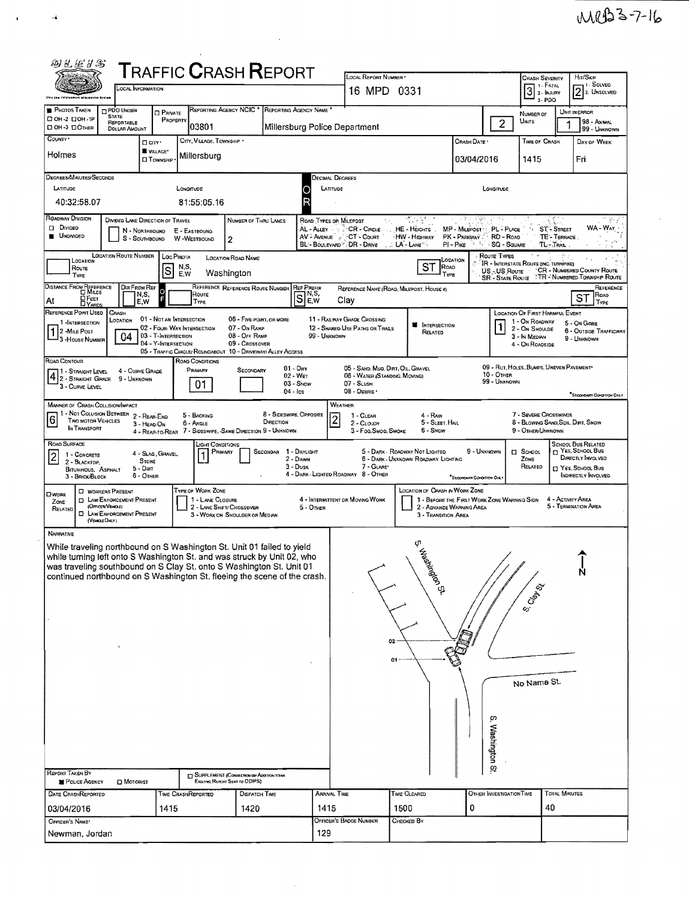MPD3-7-16

# TRAFFIC CRASH REPORT

LOCAL INFORMATION

| Field | Value |
|---|---|
| Local Report Number | 16 MPD 0331 |
| Crash Severity | 3 (1 - Fatal, 2 - Injury, 3 - PDO) |
| Hit/Skip | 2 (1 - Solved, 2 - Unsolved) |
| Photos Taken | |
| PDO Under State Reportable Dollar Amount | |
| Private Property | |
| Reporting Agency NCIC | 03801 |
| Reporting Agency Name | Millersburg Police Department |
| Number of Units | 2 |
| Unit in Error | 1 (98 - Animal, 99 - Unknown) |
| County | Holmes |
| City, Village, Township | Village: Millersburg |
| Crash Date | 03/04/2016 |
| Time of Crash | 1415 |
| Day of Week | Fri |

**Degrees/Minutes/Seconds**

| Latitude | Longitude |
|---|---|
| 40:32:58.07 | 81:55:05.16 |

| Field | Value |
|---|---|
| Roadway Division | Undivided |
| Number of Thru Lanes | 2 |
| Location Road Prefix | S |
| Location Road Name | Washington |
| Location Road Type | ST |
| At / Reference Prefix | S |
| Reference Name | Clay |
| Reference Road Type | ST |
| Reference Point Used | 1 - Intersection |
| Crash Location | 04 - Y-Intersection |
| Intersection Related | Yes |
| Location of First Harmful Event | 1 - On Roadway |
| Road Contour | 4 - Curve Grade |
| Road Conditions (Primary) | 01 - Dry |
| Manner of Crash Collision/Impact | 6 - Angle |
| Weather | 2 - Cloudy |
| Road Surface | 2 - Blacktop, Bituminous, Asphalt |
| Light Conditions (Primary) | 1 - Daylight |

## NARRATIVE

While traveling northbound on S Washington St. Unit 01 failed to yield while turning left onto S Washington St. and was struck by Unit 02, who was traveling southbound on S Clay St. onto S Washington St. Unit 01 continued northbound on S Washington St. fleeing the scene of the crash.

Diagram labels: S. Washington St., S. Clay St., No Name St., S. Washington St., 01, 02, N

| Field | Value |
|---|---|
| Report Taken By | Police Agency |
| Date Crash Reported | 03/04/2016 |
| Time Crash Reported | 1415 |
| Dispatch Time | 1420 |
| Arrival Time | 1415 |
| Time Cleared | 1500 |
| Other Investigation Time | 0 |
| Total Minutes | 40 |
| Officer's Name | Newman, Jordan |
| Officer's Badge Number | 129 |
| Checked By | |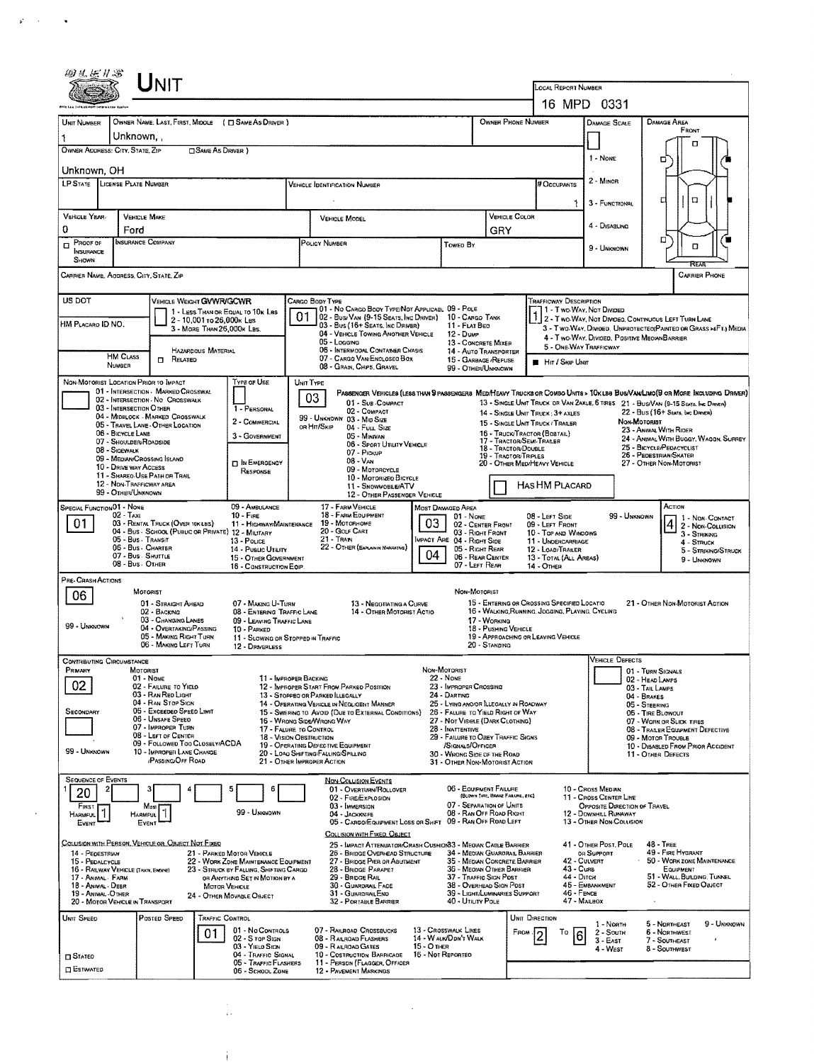# Unit

**Local Report Number:** 16 MPD 0331

| Unit Number | Owner Name: Last, First, Middle (☐ Same As Driver) | Owner Phone Number | Damage Scale | Damage Area |
|---|---|---|---|---|
| 1 | Unknown, , | | | Front |

**Owner Address: City, State, Zip** (☐ Same As Driver): Unknown, OH

Damage Scale: 1 - None; 2 - Minor; 3 - Functional; 4 - Disabling; 9 - Unknown

| LP State | License Plate Number | Vehicle Identification Number | # Occupants |
|---|---|---|---|
| | | | 1 |

| Vehicle Year | Vehicle Make | Vehicle Model | Vehicle Color |
|---|---|---|---|
| 0 | Ford | | GRY |

| ☐ Proof of Insurance Shown | Insurance Company | Policy Number | Towed By |
|---|---|---|---|
| | | | |

Carrier Name, Address, City, State, Zip — Carrier Phone

| Field | Value |
|---|---|
| US DOT | |
| Vehicle Weight GVWR/GCWR | |
| Cargo Body Type | 01 |
| HM Placard ID No. | |
| HM Class Number | |
| Hazardous Material ☐ Related | |
| Trafficway Description | 1 |

Vehicle Weight GVWR/GCWR: 1 - Less Than or Equal to 10k Lbs; 2 - 10,001 to 26,000k Lbs; 3 - More Than 26,000k Lbs.

Cargo Body Type: 01 - No Cargo Body Type/Not Applicabl; 02 - Bus/Van (9-15 Seats, Inc Driver); 03 - Bus (16+ Seats, Inc Driver); 04 - Vehicle Towing Another Vehicle; 05 - Logging; 06 - Intermodal Container Chasis; 07 - Cargo Van/Enclosed Box; 08 - Grain, Chips, Gravel; 09 - Pole; 10 - Cargo Tank; 11 - Flat Bed; 12 - Dump; 13 - Concrete Mixer; 14 - Auto Transporter; 15 - Garbage/Refuse; 99 - Other/Unknown

Trafficway Description: 1 - Two-Way, Not Divided; 2 - Two-Way, Not Divided, Continuous Left Turn Lane; 3 - Two-Way, Divided, Unprotected (Painted or Grass >4Ft.) Media; 4 - Two-Way, Divided, Positive Median Barrier; 5 - One-Way Trafficway; ☐ Hit / Skip Unit

| Non-Motorist Location Prior to Impact | Type of Use | Unit Type |
|---|---|---|
| | | 03 |

Non-Motorist Location Prior to Impact: 01 - Intersection - Marked Crosswal; 02 - Intersection - No Crosswalk; 03 - Intersection Other; 04 - Midblock - Marked Crosswalk; 05 - Travel Lane - Other Location; 06 - Bicycle Lane; 07 - Shoulder/Roadside; 08 - Sidewalk; 09 - Median/Crossing Island; 10 - Drive Way Access; 11 - Shared-Use Path or Trail; 12 - Non-Trafficway Area; 99 - Other/Unknown

Type of Use: 1 - Personal; 2 - Commercial; 3 - Government; ☐ In Emergency Response

Unit Type: Passenger Vehicles (less than 9 passengers Med/Heavy Trucks or Combo Units > 10k lbs Bus/Van/Limo (9 or More Including Driver): 01 - Sub-Compact; 02 - Compact; 99 - Unknown 03 - Mid Size or Hit/Skip; 04 - Full Size; 05 - Minivan; 06 - Sport Utility Vehicle; 07 - Pickup; 08 - Van; 09 - Motorcycle; 10 - Motorized Bicycle; 11 - Snowmobile/ATV; 12 - Other Passenger Vehicle; 13 - Single Unit Truck or Van 2axle, 6 Tires; 14 - Single Unit Truck; 3+ Axles; 15 - Single Unit Truck / Trailer; 16 - Truck/Tractor (Bobtail); 17 - Tractor/Semi-Trailer; 18 - Tractor/Double; 19 - Tractor/Triples; 20 - Other Med/Heavy Vehicle; 21 - Bus/Van (9-15 Seats, Inc Driver); 22 - Bus (16+ Seats, Inc Driver); Non-Motorist: 23 - Animal With Rider; 24 - Animal With Buggy, Wagon, Surrey; 25 - Bicycle/Pedacyclist; 26 - Pedestrian/Skater; 27 - Other Non-Motorist; ☐ Has HM Placard

| Special Function | Most Damaged Area | Impact Are | Action |
|---|---|---|---|
| 01 | 03 | 04 | 4 |

Special Function: 01 - None; 02 - Taxi; 03 - Rental Truck (Over 10k lbs); 04 - Bus - School (Public or Private); 05 - Bus - Transit; 06 - Bus - Charter; 07 - Bus - Shuttle; 08 - Bus - Other; 09 - Ambulance; 10 - Fire; 11 - Highway/Maintenance; 12 - Military; 13 - Police; 14 - Public Utility; 15 - Other Government; 16 - Construction Eqip.; 17 - Farm Vehicle; 18 - Farm Equipment; 19 - Motorhome; 20 - Golf Cart; 21 - Train; 22 - Other (Explain in Narrative)

Most Damaged Area: 01 - None; 02 - Center Front; 03 - Right Front; 04 - Right Side; 05 - Right Rear; 06 - Rear Center; 07 - Left Rear; 08 - Left Side; 09 - Left Front; 10 - Top and Windows; 11 - Undercarriage; 12 - Load/Trailer; 13 - Total (All Areas); 14 - Other; 99 - Unknown

Action: 1 - Non-Contact; 2 - Non-Collision; 3 - Striking; 4 - Struck; 5 - Striking/Struck; 9 - Unknown

**Pre-Crash Actions:** 06

Motorist: 01 - Straight Ahead; 02 - Backing; 03 - Changing Lanes; 04 - Overtaking/Passing; 05 - Making Right Turn; 06 - Making Left Turn; 07 - Making U-Turn; 08 - Entering Traffic Lane; 09 - Leaving Traffic Lane; 10 - Parked; 11 - Slowing or Stopped in Traffic; 12 - Driverless; 13 - Negotiating a Curve; 14 - Other Motorist Actio; 99 - Unknown

Non-Motorist: 15 - Entering or Crossing Specified Locatio; 16 - Walking, Running, Jogging, Playing, Cycling; 17 - Working; 18 - Pushing Vehicle; 19 - Approaching or Leaving Vehicle; 20 - Standing; 21 - Other Non-Motorist Action

**Contributing Circumstance**

| Primary | Secondary | Vehicle Defects |
|---|---|---|
| 02 | | |

Motorist: 01 - None; 02 - Failure to Yield; 03 - Ran Red Light; 04 - Ran Stop Sign; 05 - Exceeded Speed Limit; 06 - Unsafe Speed; 07 - Improper Turn; 08 - Left of Center; 09 - Followed Too Closely/ACDA; 10 - Improper Lane Change /Passing/Off Road; 11 - Improper Backing; 12 - Improper Start From Parked Position; 13 - Stopped or Parked Illegally; 14 - Operating Vehicle in Negligent Manner; 15 - Swering to Avoid (Due to External Conditions); 16 - Wrong Side/Wrong Way; 17 - Failure to Control; 18 - Vision Obstruction; 19 - Operating Defective Equipment; 20 - Load Shifting/Falling/Spilling; 21 - Other Improper Action; 99 - Unknown

Non-Motorist: 22 - None; 23 - Improper Crossing; 24 - Darting; 25 - Lying and/or Illegally in Roadway; 26 - Failure to Yield Right of Way; 27 - Not Visible (Dark Clothing); 28 - Inattentive; 29 - Failure to Obey Traffic Signs /Signals/Officer; 30 - Wrong Side of the Road; 31 - Other Non-Motorist Action

Vehicle Defects: 01 - Turn Signals; 02 - Head Lamps; 03 - Tail Lamps; 04 - Brakes; 05 - Steering; 06 - Tire Blowout; 07 - Worn or Slick Tires; 08 - Trailer Equipment Defective; 09 - Motor Trouble; 10 - Disabled From Prior Accident; 11 - Other Defects

**Sequence of Events**

| 1 | 2 | 3 | 4 | 5 | 6 |
|---|---|---|---|---|---|
| 20 | | | | | |

First Harmful Event: 1; Most Harmful Event: 1; 99 - Unknown

Non-Collision Events: 01 - Overturn/Rollover; 02 - Fire/Explosion; 03 - Immersion; 04 - Jackknife; 05 - Cargo/Equipment Loss or Shift; 06 - Equipment Failure (Blown Tire, Brake Failure, etc); 07 - Separation of Units; 08 - Ran Off Road Right; 09 - Ran Off Road Left; 10 - Cross Median; 11 - Cross Center Line Opposite Direction of Travel; 12 - Downhill Runaway; 13 - Other Non-Collision

Collision with Person, Vehicle or Object Not Fixed: 14 - Pedestrian; 15 - Pedalcycle; 16 - Railway Vehicle (Train, Engine); 17 - Animal - Farm; 18 - Animal - Deer; 19 - Animal - Other; 20 - Motor Vehicle in Transport; 21 - Parked Motor Vehicle; 22 - Work Zone Maintenance Equipment; 23 - Struck by Falling, Shifting Cargo or Anything Set in Motion by a Motor Vehicle; 24 - Other Movable Object

Collision with Fixed, Object: 25 - Impact Attenuator/Crash Cushion; 26 - Bridge Overhead Structure; 27 - Bridge Pier or Abutment; 28 - Bridge Parapet; 29 - Bridge Rail; 30 - Guardrail Face; 31 - Guardrail End; 32 - Portable Barrier; 33 - Median Cable Barrier; 34 - Median Guardrail Barrier; 35 - Median Concrete Barrier; 36 - Median Other Barrier; 37 - Traffic Sign Post; 38 - Overhead Sign Post; 39 - Light/Luminaries Support; 40 - Utility Pole; 41 - Other Post, Pole or Support; 42 - Culvert; 43 - Curb; 44 - Ditch; 45 - Embankment; 46 - Fence; 47 - Mailbox; 48 - Tree; 49 - Fire Hydrant; 50 - Work Zone Maintenance Equipment; 51 - Wall, Building, Tunnel; 52 - Other Fixed Object

| Unit Speed | Posted Speed | Traffic Control | Unit Direction From | Unit Direction To |
|---|---|---|---|---|
| | | 01 | 2 | 6 |

☐ Stated; ☐ Estimated

Traffic Control: 01 - No Controls; 02 - Stop Sign; 03 - Yield Sign; 04 - Traffic Signal; 05 - Traffic Flashers; 06 - School Zone; 07 - Railroad Crossbucks; 08 - Railroad Flashers; 09 - Railroad Gates; 10 - Costruction Barricade; 11 - Person (Flagger, Officer); 12 - Pavement Markings; 13 - Crosswalk Lines; 14 - Walk/Don't Walk; 15 - Other; 16 - Not Reported

Unit Direction: 1 - North; 2 - South; 3 - East; 4 - West; 5 - Northeast; 6 - Northwest; 7 - Southeast; 8 - Southwest; 9 - Unknown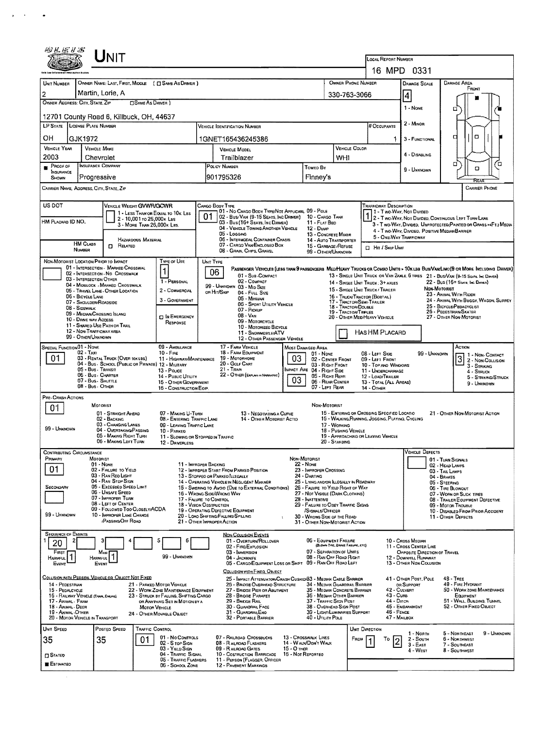# UNIT

**LOCAL REPORT NUMBER:** 16 MPD 0331

| UNIT NUMBER | OWNER NAME: LAST, FIRST, MIDDLE ( ☐ SAME AS DRIVER ) | OWNER PHONE NUMBER | DAMAGE SCALE | DAMAGE AREA |
|---|---|---|---|---|
| 2 | Martin, Lorie, A | 330-763-3066 | 4 | FRONT |

**OWNER ADDRESS: CITY, STATE, ZIP** ☐ SAME AS DRIVER )
12701 County Road 6, Killbuck, OH, 44637

| LP STATE | LICENSE PLATE NUMBER | VEHICLE IDENTIFICATION NUMBER | # OCCUPANTS |
|---|---|---|---|
| OH | GJK1972 | 1GNET165436245386 | 1 |

| VEHICLE YEAR | VEHICLE MAKE | VEHICLE MODEL | VEHICLE COLOR |
|---|---|---|---|
| 2003 | Chevrolet | Trailblazer | WHI |

| PROOF OF INSURANCE SHOWN | INSURANCE COMPANY | POLICY NUMBER | TOWED BY |
|---|---|---|---|
| ■ | Progressive | 901795326 | Finney's |

Damage Scale: 1 - NONE; 2 - MINOR; 3 - FUNCTIONAL; 4 - DISABLING; 9 - UNKNOWN

CARRIER NAME, ADDRESS, CITY, STATE, ZIP | CARRIER PHONE

US DOT | HM PLACARD ID NO. | HM CLASS NUMBER | ☐ RELATED HAZARDOUS MATERIAL

**VEHICLE WEIGHT GVWR/GCWR:** 1 - LESS THAN OR EQUAL TO 10K LBS; 2 - 10,001 TO 26,000K LBS; 3 - MORE THAN 26,000K LBS.

**CARGO BODY TYPE:** 01
01 - NO CARGO BODY TYPE/NOT APPLICABL; 02 - BUS/VAN (9-15 SEATS, INC DRIVER); 03 - BUS (16+ SEATS, INC DRIVER); 04 - VEHICLE TOWING ANOTHER VEHICLE; 05 - LOGGING; 06 - INTERMODAL CONTAINER CHASIS; 07 - CARGO VAN/ENCLOSED BOX; 08 - GRAIN, CHIPS, GRAVEL; 09 - POLE; 10 - CARGO TANK; 11 - FLAT BED; 12 - DUMP; 13 - CONCRETE MIXER; 14 - AUTO TRANSPORTER; 15 - GARBAGE/REFUSE; 99 - OTHER/UNKNOWN

**TRAFFICWAY DESCRIPTION:** 1
1 - TWO-WAY, NOT DIVIDED; 2 - TWO-WAY, NOT DIVIDED, CONTINUOUS LEFT TURN LANE; 3 - TWO-WAY, DIVIDED, UNPROTECTED (PAINTED OR GRASS >4FT.) MEDIA; 4 - TWO-WAY, DIVIDED, POSITIVE MEDIAN BARRIER; 5 - ONE-WAY TRAFFICWAY; ☐ HIT / SKIP UNIT

**NON-MOTORIST LOCATION PRIOR TO IMPACT:**
01 - INTERSECTION - MARKED CROSSWAL; 02 - INTERSECTION - NO CROSSWALK; 03 - INTERSECTION OTHER; 04 - MIDBLOCK - MARKED CROSSWALK; 05 - TRAVEL LANE - OTHER LOCATION; 06 - BICYCLE LANE; 07 - SHOULDER/ROADSIDE; 08 - SIDEWALK; 09 - MEDIAN/CROSSING ISLAND; 10 - DRIVE WAY ACCESS; 11 - SHARED-USE PATH OR TRAIL; 12 - NON-TRAFFICWAY AREA; 99 - OTHER/UNKNOWN

**TYPE OF USE:** 1
1 - PERSONAL; 2 - COMMERCIAL; 3 - GOVERNMENT; ☐ IN EMERGENCY RESPONSE

**UNIT TYPE:** 06
PASSENGER VEHICLES (LESS THAN 9 PASSENGERS MED/HEAVY TRUCKS OR COMBO UNITS > 10K LBS BUS/VAN/LIMO (9 OR MORE INCLUDING DRIVER)
01 - SUB-COMPACT; 02 - COMPACT; 99 - UNKNOWN 03 - MID SIZE OR HIT/SKIP; 04 - FULL SIZE; 05 - MINIVAN; 06 - SPORT UTILITY VEHICLE; 07 - PICKUP; 08 - VAN; 09 - MOTORCYCLE; 10 - MOTORIZED BICYCLE; 11 - SNOWMOBILE/ATV; 12 - OTHER PASSENGER VEHICLE; 13 - SINGLE UNIT TRUCK OR VAN 2AXLE, 6 TIRES; 14 - SINGLE UNIT TRUCK, 3+ AXLES; 15 - SINGLE UNIT TRUCK / TRAILER; 16 - TRUCK/TRACTOR (BOBTAIL); 17 - TRACTOR/SEMI-TRAILER; 18 - TRACTOR/DOUBLE; 19 - TRACTOR/TRIPLES; 20 - OTHER MED/HEAVY VEHICLE; 21 - BUS/VAN (9-15 SEATS, INC DRIVER); 22 - BUS (16+ SEATS, INC DRIVER); NON-MOTORIST: 23 - ANIMAL WITH RIDER; 24 - ANIMAL WITH BUGGY, WAGON, SURREY; 25 - BICYCLE/PEDACYCLIST; 26 - PEDESTRIAN/SKATER; 27 - OTHER NON-MOTORIST; ☐ HAS HM PLACARD

**SPECIAL FUNCTION:** 01
01 - NONE; 02 - TAXI; 03 - RENTAL TRUCK (OVER 10K LBS); 04 - BUS - SCHOOL (PUBLIC OR PRIVATE); 05 - BUS - TRANSIT; 06 - BUS - CHARTER; 07 - BUS - SHUTTLE; 08 - BUS - OTHER; 09 - AMBULANCE; 10 - FIRE; 11 - HIGHWAY/MAINTENANCE; 12 - MILITARY; 13 - POLICE; 14 - PUBLIC UTILITY; 15 - OTHER GOVERNMENT; 16 - CONSTRUCTION EQIP.; 17 - FARM VEHICLE; 18 - FARM EQUIPMENT; 19 - MOTORHOME; 20 - GOLF CART; 21 - TRAIN; 22 - OTHER (EXPLAIN IN NARRATIVE)

**MOST DAMAGED AREA:** 03; **IMPACT ARE:** 03
01 - NONE; 02 - CENTER FRONT; 03 - RIGHT FRONT; 04 - RIGHT SIDE; 05 - RIGHT REAR; 06 - REAR CENTER; 07 - LEFT REAR; 08 - LEFT SIDE; 09 - LEFT FRONT; 10 - TOP AND WINDOWS; 11 - UNDERCARRIAGE; 12 - LOAD/TRAILER; 13 - TOTAL (ALL AREAS); 14 - OTHER; 99 - UNKNOWN

**ACTION:** 3
1 - NON-CONTACT; 2 - NON-COLLISION; 3 - STRIKING; 4 - STRUCK; 5 - STRIKING/STRUCK; 9 - UNKNOWN

**PRE-CRASH ACTIONS:** 01
MOTORIST: 01 - STRAIGHT AHEAD; 02 - BACKING; 03 - CHANGING LANES; 04 - OVERTAKING/PASSING; 05 - MAKING RIGHT TURN; 06 - MAKING LEFT TURN; 07 - MAKING U-TURN; 08 - ENTERING TRAFFIC LANE; 09 - LEAVING TRAFFIC LANE; 10 - PARKED; 11 - SLOWING OR STOPPED IN TRAFFIC; 12 - DRIVERLESS; 13 - NEGOTIATING A CURVE; 14 - OTHER MOTORIST ACTIO; 99 - UNKNOWN
NON-MOTORIST: 15 - ENTERING OR CROSSING SPECIFIED LOCATIO; 16 - WALKING, RUNNING, JOGGING, PLAYING, CYCLING; 17 - WORKING; 18 - PUSHING VEHICLE; 19 - APPROACHING OR LEAVING VEHICLE; 20 - STANDING; 21 - OTHER NON-MOTORIST ACTION

**CONTRIBUTING CIRCUMSTANCE:** PRIMARY 01; SECONDARY
MOTORIST: 01 - NONE; 02 - FAILURE TO YIELD; 03 - RAN RED LIGHT; 04 - RAN STOP SIGN; 05 - EXCEEDED SPEED LIMIT; 06 - UNSAFE SPEED; 07 - IMPROPER TURN; 08 - LEFT OF CENTER; 09 - FOLLOWED TOO CLOSELY/ACDA; 10 - IMPROPER LANE CHANGE /PASSING/OFF ROAD; 11 - IMPROPER BACKING; 12 - IMPROPER START FROM PARKED POSITION; 13 - STOPPED OR PARKED ILLEGALLY; 14 - OPERATING VEHICLE IN NEGLIGENT MANNER; 15 - SWERING TO AVOID (DUE TO EXTERNAL CONDITIONS); 16 - WRONG SIDE/WRONG WAY; 17 - FALURE TO CONTROL; 18 - VISION OBSTRUCTION; 19 - OPERATING DEFECTIVE EQUIPMENT; 20 - LOAD SHIFTING/FALLING/SPILLING; 21 - OTHER IMPROPER ACTION; 99 - UNKNOWN
NON-MOTORIST: 22 - NONE; 23 - IMPROPER CROSSING; 24 - DARTING; 25 - LYING AND/OR ILLEGALLY IN ROADWAY; 26 - FALURE TO YIELD RIGHT OF WAY; 27 - NOT VISIBLE (DARK CLOTHING); 28 - INATTENTIVE; 29 - FAILURE TO OBEY TRAFFIC SIGNS /SIGNALS/OFFICER; 30 - WRONG SIDE OF THE ROAD; 31 - OTHER NON-MOTORIST ACTION

**VEHICLE DEFECTS:**
01 - TURN SIGNALS; 02 - HEAD LAMPS; 03 - TAIL LAMPS; 04 - BRAKES; 05 - STEERING; 06 - TIRE BLOWOUT; 07 - WORN OR SLICK TIRES; 08 - TRAILER EQUIPMENT DEFECTIVE; 09 - MOTOR TROUBLE; 10 - DISABLED FROM PRIOR ACCIDENT; 11 - OTHER DEFECTS

**SEQUENCE OF EVENTS:** 1: 20; 2: ; 3: ; 4: ; 5: ; 6:
FIRST HARMFUL EVENT: 1; MOST HARMFUL EVENT: 1

NON-COLLISION EVENTS: 01 - OVERTURN/ROLLOVER; 02 - FIRE/EXPLOSION; 03 - IMMERSION; 04 - JACKKNIFE; 05 - CARGO/EQUIPMENT LOSS OR SHIFT; 06 - EQUIPMENT FAILURE (BLOWN TIRE, BRAKE FAILURE, ETC); 07 - SEPARATION OF UNITS; 08 - RAN OFF ROAD RIGHT; 09 - RAN OFF ROAD LEFT; 10 - CROSS MEDIAN; 11 - CROSS CENTER LINE OPPOSITE DIRECTION OF TRAVEL; 12 - DOWNHILL RUNAWAY; 13 - OTHER NON-COLLISION; 99 - UNKNOWN

COLLISION WITH PERSON, VEHICLE OR OBJECT NOT FIXED: 14 - PEDESTRIAN; 15 - PEDALCYCLE; 16 - RAILWAY VEHICLE (TRAIN, ENGINE); 17 - ANIMAL - FARM; 18 - ANIMAL - DEER; 19 - ANIMAL - OTHER; 20 - MOTOR VEHICLE IN TRANSPORT; 21 - PARKED MOTOR VEHICLE; 22 - WORK ZONE MAINTENANCE EQUIPMENT; 23 - STRUCK BY FALLING, SHIFTING CARGO OR ANYTHING SET IN MOTION BY A MOTOR VEHICLE; 24 - OTHER MOVABLE OBJECT

COLLISION WITH FIXED, OBJECT: 25 - IMPACT ATTENUATOR/CRASH CUSHION; 26 - BRIDGE OVERHEAD STRUCTURE; 27 - BRIDGE PIER OR ABUTMENT; 28 - BRIDGE PARAPET; 29 - BRIDGE RAIL; 30 - GUARDRAIL FACE; 31 - GUARDRAILEND; 32 - PORTABLE BARRIER; 33 - MEDIAN CABLE BARRIER; 34 - MEDIAN GUARDRAIL BARRIER; 35 - MEDIAN CONCRETE BARRIER; 36 - MEDIAN OTHER BARRIER; 37 - TRAFFIC SIGN POST; 38 - OVERHEAD SIGN POST; 39 - LIGHT/LUMINARIES SUPPORT; 40 - UTILITY POLE; 41 - OTHER POST, POLE OR SUPPORT; 42 - CULVERT; 43 - CURB; 44 - DITCH; 45 - EMBANKMENT; 46 - FENCE; 47 - MAILBOX; 48 - TREE; 49 - FIRE HYDRANT; 50 - WORK ZONE MAINTENANCE EQUIPMENT; 51 - WALL, BUILDING, TUNNEL; 52 - OTHER FIXED OBJECT

| UNIT SPEED | POSTED SPEED | TRAFFIC CONTROL | UNIT DIRECTION |
|---|---|---|---|
| 35 | 35 | 01 | FROM 1 TO 2 |

☐ STATED ■ ESTIMATED

TRAFFIC CONTROL: 01 - NO CONTROLS; 02 - STOP SIGN; 03 - YIELD SIGN; 04 - TRAFFIC SIGNAL; 05 - TRAFFIC FLASHERS; 06 - SCHOOL ZONE; 07 - RAILROAD CROSSBUCKS; 08 - RAILROAD FLASHERS; 09 - RAILROAD GATES; 10 - COSTRUCTION BARRICADE; 11 - PERSON (FLAGGER, OFFICER; 12 - PAVEMENT MARKINGS; 13 - CROSSWALK LINES; 14 - WALK/DON'T WALK; 15 - OTHER; 16 - NOT REPORTED

UNIT DIRECTION: 1 - NORTH; 2 - SOUTH; 3 - EAST; 4 - WEST; 5 - NORTHEAST; 6 - NORTHWEST; 7 - SOUTHEAST; 8 - SOUTHWEST; 9 - UNKNOWN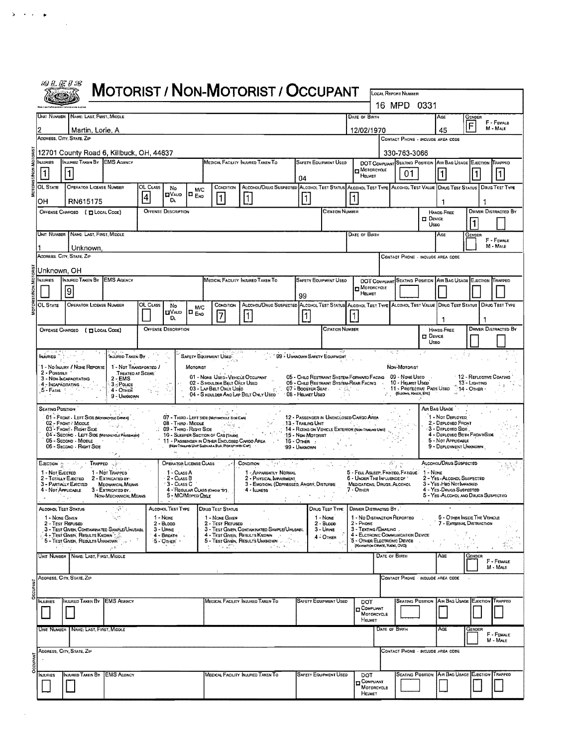# MOTORIST / NON-MOTORIST / OCCUPANT

OH LEIS

| LOCAL REPORT NUMBER |
| --- |
| 16 MPD 0331 |

## MOTORIST/NON-MOTORIST

| UNIT NUMBER | NAME: LAST, FIRST, MIDDLE | DATE OF BIRTH | AGE | GENDER |
| --- | --- | --- | --- | --- |
| 2 | Martin, Lorie, A | 12/02/1970 | 45 | F |

ADDRESS, CITY, STATE, ZIP: 12701 County Road 6, Killbuck, OH, 44637

CONTACT PHONE - INCLUDE AREA CODE: 330-763-3066

| INJURIES | INJURED TAKEN BY | EMS AGENCY | MEDICAL FACILITY INJURED TAKEN TO | SAFETY EQUIPMENT USED | DOT COMPLIANT MOTORCYCLE HELMET | SEATING POSITION | AIR BAG USAGE | EJECTION | TRAPPED |
| --- | --- | --- | --- | --- | --- | --- | --- | --- | --- |
| 1 | 1 | | | 04 | | 01 | 1 | 1 | 1 |

| OL STATE | OPERATOR LICENSE NUMBER | OL CLASS | NO VALID DL | M/C END | CONDITION | ALCOHOL/DRUG SUSPECTED | ALCOHOL TEST STATUS | ALCOHOL TEST TYPE | ALCOHOL TEST VALUE | DRUG TEST STATUS | DRUG TEST TYPE |
| --- | --- | --- | --- | --- | --- | --- | --- | --- | --- | --- | --- |
| OH | RN615175 | 4 | | | 1 | 1 | 1 | 1 | | 1 | 1 |

| OFFENSE CHARGED (LOCAL CODE) | OFFENSE DESCRIPTION | CITATION NUMBER | HANDS-FREE DEVICE USED | DRIVER DISTRACTED BY |
| --- | --- | --- | --- | --- |
| | | | | 1 |

## MOTORIST/NON-MOTORIST

| UNIT NUMBER | NAME: LAST, FIRST, MIDDLE | DATE OF BIRTH | AGE | GENDER |
| --- | --- | --- | --- | --- |
| 1 | Unknown, | | | |

ADDRESS, CITY, STATE, ZIP: Unknown, OH

CONTACT PHONE - INCLUDE AREA CODE:

| INJURIES | INJURED TAKEN BY | EMS AGENCY | MEDICAL FACILITY INJURED TAKEN TO | SAFETY EQUIPMENT USED | DOT COMPLIANT MOTORCYCLE HELMET | SEATING POSITION | AIR BAG USAGE | EJECTION | TRAPPED |
| --- | --- | --- | --- | --- | --- | --- | --- | --- | --- |
| | 9 | | | 99 | | | | | |

| OL STATE | OPERATOR LICENSE NUMBER | OL CLASS | NO VALID DL | M/C END | CONDITION | ALCOHOL/DRUG SUSPECTED | ALCOHOL TEST STATUS | ALCOHOL TEST TYPE | ALCOHOL TEST VALUE | DRUG TEST STATUS | DRUG TEST TYPE |
| --- | --- | --- | --- | --- | --- | --- | --- | --- | --- | --- | --- |
| | | | | | 7 | 1 | 1 | 1 | | 1 | 1 |

| OFFENSE CHARGED (LOCAL CODE) | OFFENSE DESCRIPTION | CITATION NUMBER | HANDS-FREE DEVICE USED | DRIVER DISTRACTED BY |
| --- | --- | --- | --- | --- |
| | | | | |

## Codes

**INJURIES:** 1 - No Injury / None Reported; 2 - Possible; 3 - Non-Incapacitating; 4 - Incapacitating; 5 - Fatal

**INJURED TAKEN BY:** 1 - Not Transported / Treated at Scene; 2 - EMS; 3 - Police; 4 - Other; 9 - Unknown

**SAFETY EQUIPMENT USED:** 99 - Unknown Safety Equipment
- Motorist: 01 - None Used - Vehicle Occupant; 02 - Shoulder Belt Only Used; 03 - Lap Belt Only Used; 04 - Shoulder And Lap Belt Only Used; 05 - Child Restraint System-Forward Facing; 06 - Child Restraint System-Rear Facing; 07 - Booster Seat; 08 - Helmet Used
- Non-Motorist: 09 - None Used; 10 - Helmet Used; 11 - Protective Pads Used (Elbows, Knees, Etc); 12 - Reflective Coating; 13 - Lighting; 14 - Other

**SEATING POSITION:** 01 - Front - Left Side (Motorcycle Driver); 02 - Front - Middle; 03 - Front - Right Side; 04 - Second - Left Side (Motorcycle Passenger); 05 - Second - Middle; 06 - Second - Right Side; 07 - Third - Left Side (Motorcycle Side Car); 08 - Third - Middle; 09 - Third - Right Side; 10 - Sleeper Section of Cab (Truck); 11 - Passenger in Other Enclosed Cargo Area (Non-Trailing Unit Such as a Bus, Pick-up with Cap); 12 - Passenger in Unenclosed Cargo Area; 13 - Trailing Unit; 14 - Riding on Vehicle Exterior (Non-Trailing Unit); 15 - Non-Motorist; 16 - Other; 99 - Unknown

**AIR BAG USAGE:** 1 - Not Deployed; 2 - Deployed Front; 3 - Deployed Side; 4 - Deployed Both Front/Side; 5 - Not Applicable; 9 - Deployment Unknown

**EJECTION:** 1 - Not Ejected; 2 - Totally Ejected; 3 - Partially Ejected; 4 - Not Applicable

**TRAPPED:** 1 - Not Trapped; 2 - Extricated by Mechanical Means; 3 - Extricated by Non-Mechanical Means

**OPERATOR LICENSE CLASS:** 1 - Class A; 2 - Class B; 3 - Class C; 4 - Regular Class (Ohio is "D"); 5 - MC/Moped Only

**CONDITION:** 1 - Apparently Normal; 2 - Physical Impairment; 3 - Emotional (Depressed, Angry, Disturbed); 4 - Illness; 5 - Fell Asleep, Fainted, Fatigue; 6 - Under the Influence of Medications, Drugs, Alcohol; 7 - Other

**ALCOHOL/DRUG SUSPECTED:** 1 - None; 2 - Yes-Alcohol Suspected; 3 - Yes-HBD Not Impaired; 4 - Yes-Drugs Suspected; 5 - Yes-Alcohol and Drugs Suspected

**ALCOHOL TEST STATUS:** 1 - None Given; 2 - Test Refused; 3 - Test Given, Contaminated Sample/Unusable; 4 - Test Given, Results Known; 5 - Test Given, Results Unknown

**ALCOHOL TEST TYPE:** 1 - None; 2 - Blood; 3 - Urine; 4 - Breath; 5 - Other

**DRUG TEST STATUS:** 1 - None Given; 2 - Test Refused; 3 - Test Given, Contaminated Sample/Unusable; 4 - Test Given, Results Known; 5 - Test Given, Results Unknown

**DRUG TEST TYPE:** 1 - None; 2 - Blood; 3 - Urine; 4 - Other

**DRIVER DISTRACTED BY:** 1 - No Distraction Reported; 2 - Phone; 3 - Texting/Emailing; 4 - Electronic Communication Device; 5 - Other Electronic Device (Navigation Device, Radio, DVD); 6 - Other Inside the Vehicle; 7 - External Distraction

## OCCUPANT

| UNIT NUMBER | NAME: LAST, FIRST, MIDDLE | DATE OF BIRTH | AGE | GENDER |
| --- | --- | --- | --- | --- |
| | | | | |

ADDRESS, CITY, STATE, ZIP:

CONTACT PHONE - INCLUDE AREA CODE:

| INJURIES | INJURED TAKEN BY | EMS AGENCY | MEDICAL FACILITY INJURED TAKEN TO | SAFETY EQUIPMENT USED | DOT COMPLIANT MOTORCYCLE HELMET | SEATING POSITION | AIR BAG USAGE | EJECTION | TRAPPED |
| --- | --- | --- | --- | --- | --- | --- | --- | --- | --- |
| | | | | | | | | | |

## OCCUPANT

| UNIT NUMBER | NAME: LAST, FIRST, MIDDLE | DATE OF BIRTH | AGE | GENDER |
| --- | --- | --- | --- | --- |
| | | | | |

ADDRESS, CITY, STATE, ZIP:

CONTACT PHONE - INCLUDE AREA CODE:

| INJURIES | INJURED TAKEN BY | EMS AGENCY | MEDICAL FACILITY INJURED TAKEN TO | SAFETY EQUIPMENT USED | DOT COMPLIANT MOTORCYCLE HELMET | SEATING POSITION | AIR BAG USAGE | EJECTION | TRAPPED |
| --- | --- | --- | --- | --- | --- | --- | --- | --- | --- |
| | | | | | | | | | |